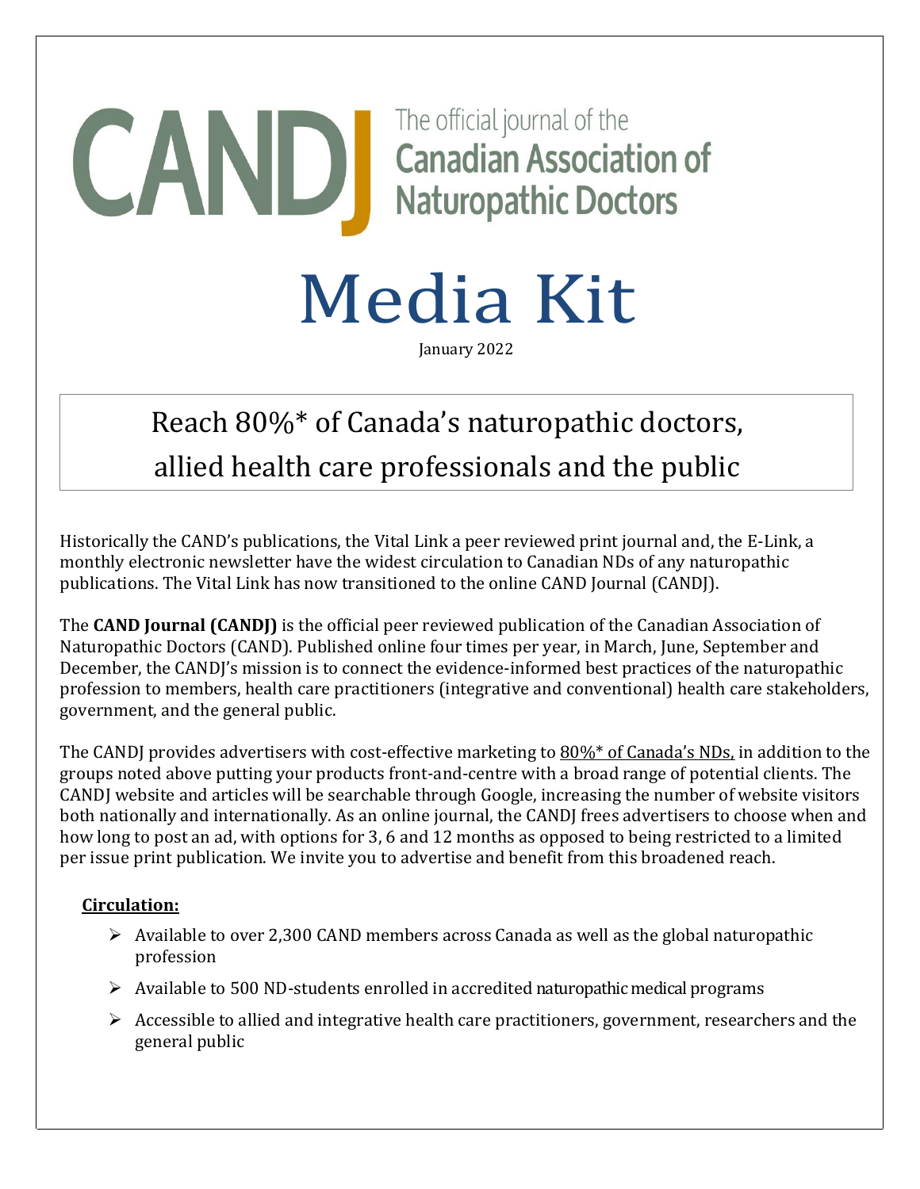# CANDJ

The official journal of the **Canadian Association of Naturopathic Doctors**

# Media Kit

January 2022

## Reach 80%* of Canada's naturopathic doctors, allied health care professionals and the public

Historically the CAND's publications, the Vital Link a peer reviewed print journal and, the E-Link, a monthly electronic newsletter have the widest circulation to Canadian NDs of any naturopathic publications. The Vital Link has now transitioned to the online CAND Journal (CANDJ).

The **CAND Journal (CANDJ)** is the official peer reviewed publication of the Canadian Association of Naturopathic Doctors (CAND). Published online four times per year, in March, June, September and December, the CANDJ's mission is to connect the evidence-informed best practices of the naturopathic profession to members, health care practitioners (integrative and conventional) health care stakeholders, government, and the general public.

The CANDJ provides advertisers with cost-effective marketing to 80%* of Canada's NDs, in addition to the groups noted above putting your products front-and-centre with a broad range of potential clients. The CANDJ website and articles will be searchable through Google, increasing the number of website visitors both nationally and internationally. As an online journal, the CANDJ frees advertisers to choose when and how long to post an ad, with options for 3, 6 and 12 months as opposed to being restricted to a limited per issue print publication. We invite you to advertise and benefit from this broadened reach.

**Circulation:**

- Available to over 2,300 CAND members across Canada as well as the global naturopathic profession
- Available to 500 ND-students enrolled in accredited naturopathic medical programs
- Accessible to allied and integrative health care practitioners, government, researchers and the general public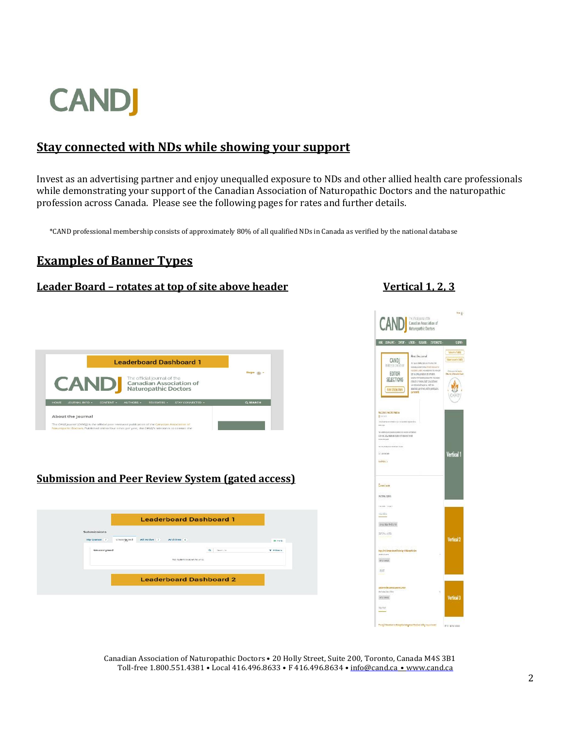# CANDJ

## Stay connected with NDs while showing your support

Invest as an advertising partner and enjoy unequalled exposure to NDs and other allied health care professionals while demonstrating your support of the Canadian Association of Naturopathic Doctors and the naturopathic profession across Canada. Please see the following pages for rates and further details.

*CAND professional membership consists of approximately 80% of all qualified NDs in Canada as verified by the national database

## Examples of Banner Types

### Leader Board – rotates at top of site above header

Leaderboard Dashboard 1

### Submission and Peer Review System (gated access)

Leaderboard Dashboard 1

Leaderboard Dashboard 2

### Vertical 1, 2, 3

Vertical 1

Vertical 2

Vertical 3

Canadian Association of Naturopathic Doctors • 20 Holly Street, Suite 200, Toronto, Canada M4S 3B1
Toll-free 1.800.551.4381 • Local 416.496.8633 • F 416.496.8634 • info@cand.ca • www.cand.ca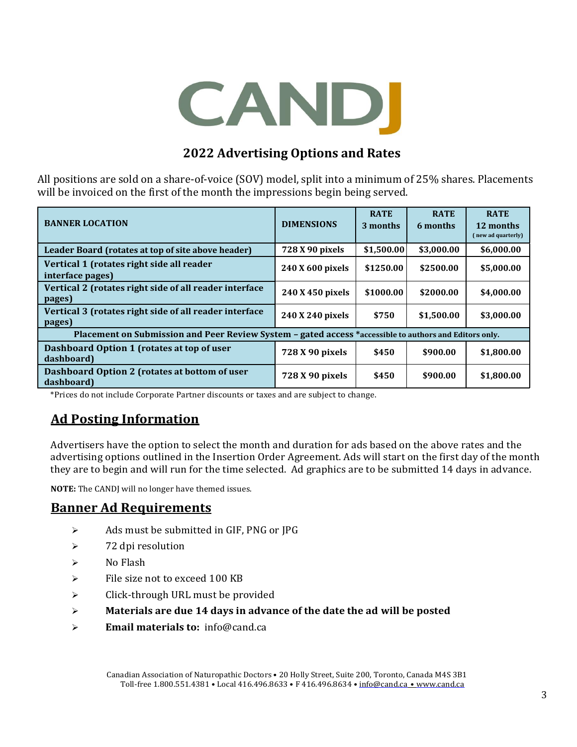# CANDJ

## 2022 Advertising Options and Rates

All positions are sold on a share-of-voice (SOV) model, split into a minimum of 25% shares. Placements will be invoiced on the first of the month the impressions begin being served.

| BANNER LOCATION | DIMENSIONS | RATE 3 months | RATE 6 months | RATE 12 months (new ad quarterly) |
|---|---|---|---|---|
| **Leader Board (rotates at top of site above header)** | **728 X 90 pixels** | **$1,500.00** | **$3,000.00** | **$6,000.00** |
| **Vertical 1 (rotates right side all reader interface pages)** | **240 X 600 pixels** | **$1250.00** | **$2500.00** | **$5,000.00** |
| **Vertical 2 (rotates right side of all reader interface pages)** | **240 X 450 pixels** | **$1000.00** | **$2000.00** | **$4,000.00** |
| **Vertical 3 (rotates right side of all reader interface pages)** | **240 X 240 pixels** | **$750** | **$1,500.00** | **$3,000.00** |
| **Placement on Submission and Peer Review System – gated access \*accessible to authors and Editors only.** | | | | |
| **Dashboard Option 1 (rotates at top of user dashboard)** | **728 X 90 pixels** | **$450** | **$900.00** | **$1,800.00** |
| **Dashboard Option 2 (rotates at bottom of user dashboard)** | **728 X 90 pixels** | **$450** | **$900.00** | **$1,800.00** |

*Prices do not include Corporate Partner discounts or taxes and are subject to change.

## Ad Posting Information

Advertisers have the option to select the month and duration for ads based on the above rates and the advertising options outlined in the Insertion Order Agreement. Ads will start on the first day of the month they are to begin and will run for the time selected. Ad graphics are to be submitted 14 days in advance.

**NOTE:** The CANDJ will no longer have themed issues.

## Banner Ad Requirements

- Ads must be submitted in GIF, PNG or JPG
- 72 dpi resolution
- No Flash
- File size not to exceed 100 KB
- Click-through URL must be provided
- **Materials are due 14 days in advance of the date the ad will be posted**
- **Email materials to:** info@cand.ca

Canadian Association of Naturopathic Doctors • 20 Holly Street, Suite 200, Toronto, Canada M4S 3B1
Toll-free 1.800.551.4381 • Local 416.496.8633 • F 416.496.8634 • info@cand.ca • www.cand.ca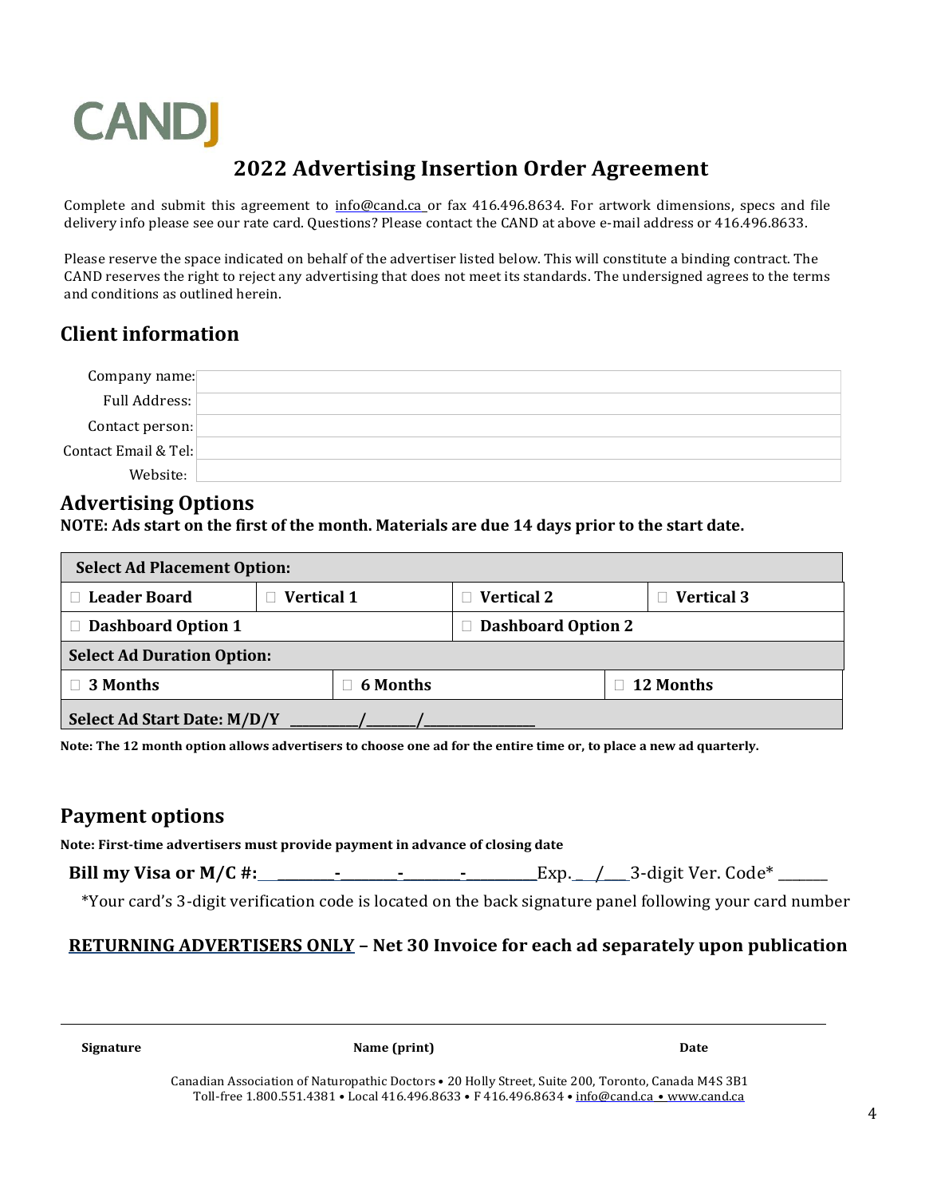CANDJ

# 2022 Advertising Insertion Order Agreement

Complete and submit this agreement to info@cand.ca or fax 416.496.8634. For artwork dimensions, specs and file delivery info please see our rate card. Questions? Please contact the CAND at above e-mail address or 416.496.8633.

Please reserve the space indicated on behalf of the advertiser listed below. This will constitute a binding contract. The CAND reserves the right to reject any advertising that does not meet its standards. The undersigned agrees to the terms and conditions as outlined herein.

## Client information

| | |
|---|---|
| Company name: | |
| Full Address: | |
| Contact person: | |
| Contact Email & Tel: | |
| Website: | |

## Advertising Options

**NOTE: Ads start on the first of the month. Materials are due 14 days prior to the start date.**

| | | | |
|---|---|---|---|
| **Select Ad Placement Option:** | | | |
| ☐ **Leader Board** | ☐ **Vertical 1** | ☐ **Vertical 2** | ☐ **Vertical 3** |
| ☐ **Dashboard Option 1** | | ☐ **Dashboard Option 2** | |
| **Select Ad Duration Option:** | | | |
| ☐ **3 Months** | ☐ **6 Months** | ☐ **12 Months** | |
| **Select Ad Start Date: M/D/Y** ________/______/____________ | | | |

**Note: The 12 month option allows advertisers to choose one ad for the entire time or, to place a new ad quarterly.**

## Payment options

**Note: First-time advertisers must provide payment in advance of closing date**

**Bill my Visa or M/C #:**________-________-________-_________Exp.__/___3-digit Ver. Code* ______

*Your card's 3-digit verification code is located on the back signature panel following your card number

**RETURNING ADVERTISERS ONLY – Net 30 Invoice for each ad separately upon publication**

______________________________________________________________________

**Signature** **Name (print)** **Date**

Canadian Association of Naturopathic Doctors • 20 Holly Street, Suite 200, Toronto, Canada M4S 3B1
Toll-free 1.800.551.4381 • Local 416.496.8633 • F 416.496.8634 • info@cand.ca • www.cand.ca